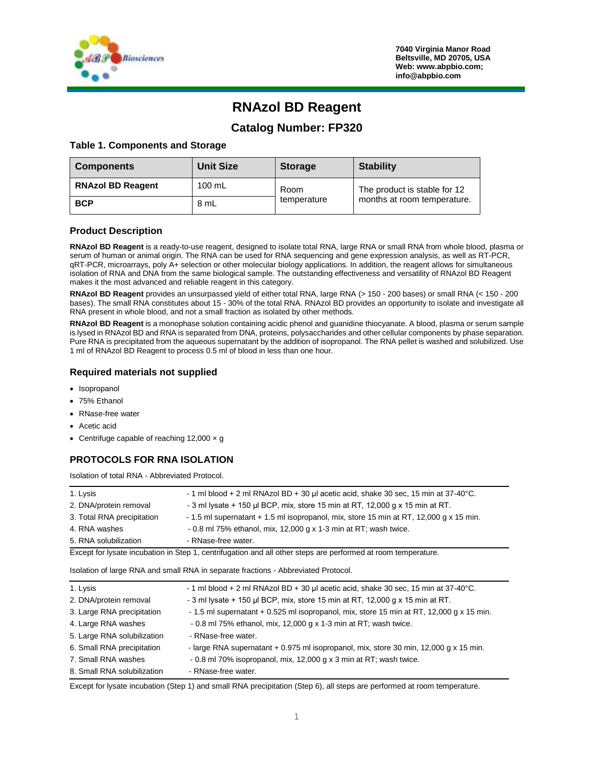7040 Virginia Manor Road
Beltsville, MD 20705, USA
Web: www.abpbio.com;
info@abpbio.com

# RNAzol BD Reagent

## Catalog Number: FP320

### Table 1. Components and Storage

| Components | Unit Size | Storage | Stability |
|---|---|---|---|
| **RNAzol BD Reagent** | 100 mL | Room temperature | The product is stable for 12 months at room temperature. |
| **BCP** | 8 mL | | |

### Product Description

**RNAzol BD Reagent** is a ready-to-use reagent, designed to isolate total RNA, large RNA or small RNA from whole blood, plasma or serum of human or animal origin. The RNA can be used for RNA sequencing and gene expression analysis, as well as RT-PCR, qRT-PCR, microarrays, poly A+ selection or other molecular biology applications. In addition, the reagent allows for simultaneous isolation of RNA and DNA from the same biological sample. The outstanding effectiveness and versatility of RNAzol BD Reagent makes it the most advanced and reliable reagent in this category.

**RNAzol BD Reagent** provides an unsurpassed yield of either total RNA, large RNA (> 150 - 200 bases) or small RNA (< 150 - 200 bases). The small RNA constitutes about 15 - 30% of the total RNA. RNAzol BD provides an opportunity to isolate and investigate all RNA present in whole blood, and not a small fraction as isolated by other methods.

**RNAzol BD Reagent** is a monophase solution containing acidic phenol and guanidine thiocyanate. A blood, plasma or serum sample is lysed in RNAzol BD and RNA is separated from DNA, proteins, polysaccharides and other cellular components by phase separation. Pure RNA is precipitated from the aqueous supernatant by the addition of isopropanol. The RNA pellet is washed and solubilized. Use 1 ml of RNAzol BD Reagent to process 0.5 ml of blood in less than one hour.

### Required materials not supplied

- Isopropanol
- 75% Ethanol
- RNase-free water
- Acetic acid
- Centrifuge capable of reaching 12,000 × g

## PROTOCOLS FOR RNA ISOLATION

Isolation of total RNA - Abbreviated Protocol.

| | |
|---|---|
| 1. Lysis | - 1 ml blood + 2 ml RNAzol BD + 30 µl acetic acid, shake 30 sec, 15 min at 37-40°C. |
| 2. DNA/protein removal | - 3 ml lysate + 150 µl BCP, mix, store 15 min at RT, 12,000 g x 15 min at RT. |
| 3. Total RNA precipitation | - 1.5 ml supernatant + 1.5 ml isopropanol, mix, store 15 min at RT, 12,000 g x 15 min. |
| 4. RNA washes | - 0.8 ml 75% ethanol, mix, 12,000 g x 1-3 min at RT; wash twice. |
| 5. RNA solubilization | - RNase-free water. |

Except for lysate incubation in Step 1, centrifugation and all other steps are performed at room temperature.

Isolation of large RNA and small RNA in separate fractions - Abbreviated Protocol.

| | |
|---|---|
| 1. Lysis | - 1 ml blood + 2 ml RNAzol BD + 30 µl acetic acid, shake 30 sec, 15 min at 37-40°C. |
| 2. DNA/protein removal | - 3 ml lysate + 150 µl BCP, mix, store 15 min at RT, 12,000 g x 15 min at RT. |
| 3. Large RNA precipitation | - 1.5 ml supernatant + 0.525 ml isopropanol, mix, store 15 min at RT, 12,000 g x 15 min. |
| 4. Large RNA washes | - 0.8 ml 75% ethanol, mix, 12,000 g x 1-3 min at RT; wash twice. |
| 5. Large RNA solubilization | - RNase-free water. |
| 6. Small RNA precipitation | - large RNA supernatant + 0.975 ml isopropanol, mix, store 30 min, 12,000 g x 15 min. |
| 7. Small RNA washes | - 0.8 ml 70% isopropanol, mix, 12,000 g x 3 min at RT; wash twice. |
| 8. Small RNA solubilization | - RNase-free water. |

Except for lysate incubation (Step 1) and small RNA precipitation (Step 6), all steps are performed at room temperature.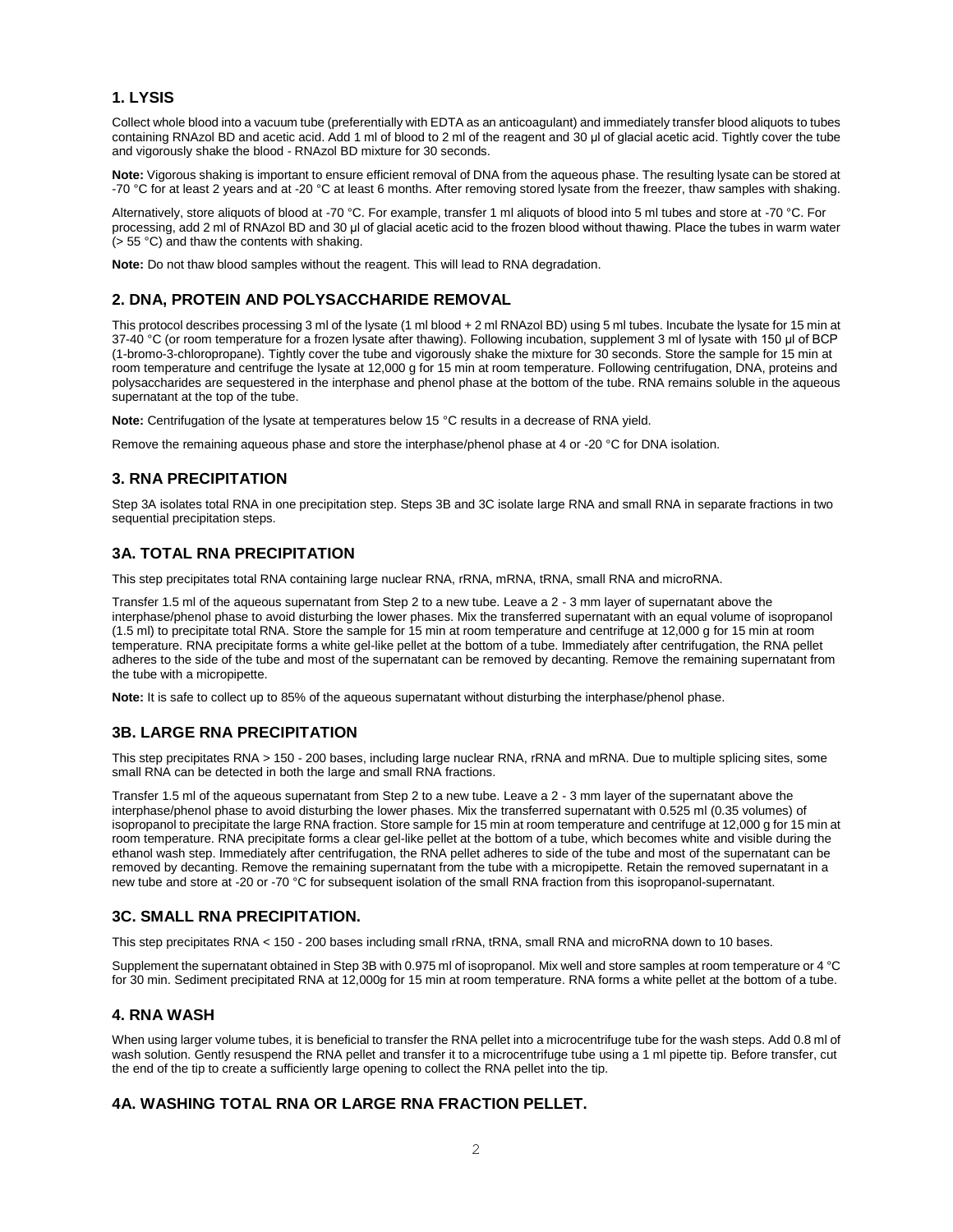## 1. LYSIS

Collect whole blood into a vacuum tube (preferentially with EDTA as an anticoagulant) and immediately transfer blood aliquots to tubes containing RNAzol BD and acetic acid. Add 1 ml of blood to 2 ml of the reagent and 30 µl of glacial acetic acid. Tightly cover the tube and vigorously shake the blood - RNAzol BD mixture for 30 seconds.

**Note:** Vigorous shaking is important to ensure efficient removal of DNA from the aqueous phase. The resulting lysate can be stored at -70 °C for at least 2 years and at -20 °C at least 6 months. After removing stored lysate from the freezer, thaw samples with shaking.

Alternatively, store aliquots of blood at -70 °C. For example, transfer 1 ml aliquots of blood into 5 ml tubes and store at -70 °C. For processing, add 2 ml of RNAzol BD and 30 µl of glacial acetic acid to the frozen blood without thawing. Place the tubes in warm water (> 55 °C) and thaw the contents with shaking.

**Note:** Do not thaw blood samples without the reagent. This will lead to RNA degradation.

## 2. DNA, PROTEIN AND POLYSACCHARIDE REMOVAL

This protocol describes processing 3 ml of the lysate (1 ml blood + 2 ml RNAzol BD) using 5 ml tubes. Incubate the lysate for 15 min at 37-40 °C (or room temperature for a frozen lysate after thawing). Following incubation, supplement 3 ml of lysate with 150 µl of BCP (1-bromo-3-chloropropane). Tightly cover the tube and vigorously shake the mixture for 30 seconds. Store the sample for 15 min at room temperature and centrifuge the lysate at 12,000 g for 15 min at room temperature. Following centrifugation, DNA, proteins and polysaccharides are sequestered in the interphase and phenol phase at the bottom of the tube. RNA remains soluble in the aqueous supernatant at the top of the tube.

**Note:** Centrifugation of the lysate at temperatures below 15 °C results in a decrease of RNA yield.

Remove the remaining aqueous phase and store the interphase/phenol phase at 4 or -20 °C for DNA isolation.

## 3. RNA PRECIPITATION

Step 3A isolates total RNA in one precipitation step. Steps 3B and 3C isolate large RNA and small RNA in separate fractions in two sequential precipitation steps.

## 3A. TOTAL RNA PRECIPITATION

This step precipitates total RNA containing large nuclear RNA, rRNA, mRNA, tRNA, small RNA and microRNA.

Transfer 1.5 ml of the aqueous supernatant from Step 2 to a new tube. Leave a 2 - 3 mm layer of supernatant above the interphase/phenol phase to avoid disturbing the lower phases. Mix the transferred supernatant with an equal volume of isopropanol (1.5 ml) to precipitate total RNA. Store the sample for 15 min at room temperature and centrifuge at 12,000 g for 15 min at room temperature. RNA precipitate forms a white gel-like pellet at the bottom of a tube. Immediately after centrifugation, the RNA pellet adheres to the side of the tube and most of the supernatant can be removed by decanting. Remove the remaining supernatant from the tube with a micropipette.

**Note:** It is safe to collect up to 85% of the aqueous supernatant without disturbing the interphase/phenol phase.

## 3B. LARGE RNA PRECIPITATION

This step precipitates RNA > 150 - 200 bases, including large nuclear RNA, rRNA and mRNA. Due to multiple splicing sites, some small RNA can be detected in both the large and small RNA fractions.

Transfer 1.5 ml of the aqueous supernatant from Step 2 to a new tube. Leave a 2 - 3 mm layer of the supernatant above the interphase/phenol phase to avoid disturbing the lower phases. Mix the transferred supernatant with 0.525 ml (0.35 volumes) of isopropanol to precipitate the large RNA fraction. Store sample for 15 min at room temperature and centrifuge at 12,000 g for 15 min at room temperature. RNA precipitate forms a clear gel-like pellet at the bottom of a tube, which becomes white and visible during the ethanol wash step. Immediately after centrifugation, the RNA pellet adheres to side of the tube and most of the supernatant can be removed by decanting. Remove the remaining supernatant from the tube with a micropipette. Retain the removed supernatant in a new tube and store at -20 or -70 °C for subsequent isolation of the small RNA fraction from this isopropanol-supernatant.

## 3C. SMALL RNA PRECIPITATION.

This step precipitates RNA < 150 - 200 bases including small rRNA, tRNA, small RNA and microRNA down to 10 bases.

Supplement the supernatant obtained in Step 3B with 0.975 ml of isopropanol. Mix well and store samples at room temperature or 4 °C for 30 min. Sediment precipitated RNA at 12,000g for 15 min at room temperature. RNA forms a white pellet at the bottom of a tube.

## 4. RNA WASH

When using larger volume tubes, it is beneficial to transfer the RNA pellet into a microcentrifuge tube for the wash steps. Add 0.8 ml of wash solution. Gently resuspend the RNA pellet and transfer it to a microcentrifuge tube using a 1 ml pipette tip. Before transfer, cut the end of the tip to create a sufficiently large opening to collect the RNA pellet into the tip.

## 4A. WASHING TOTAL RNA OR LARGE RNA FRACTION PELLET.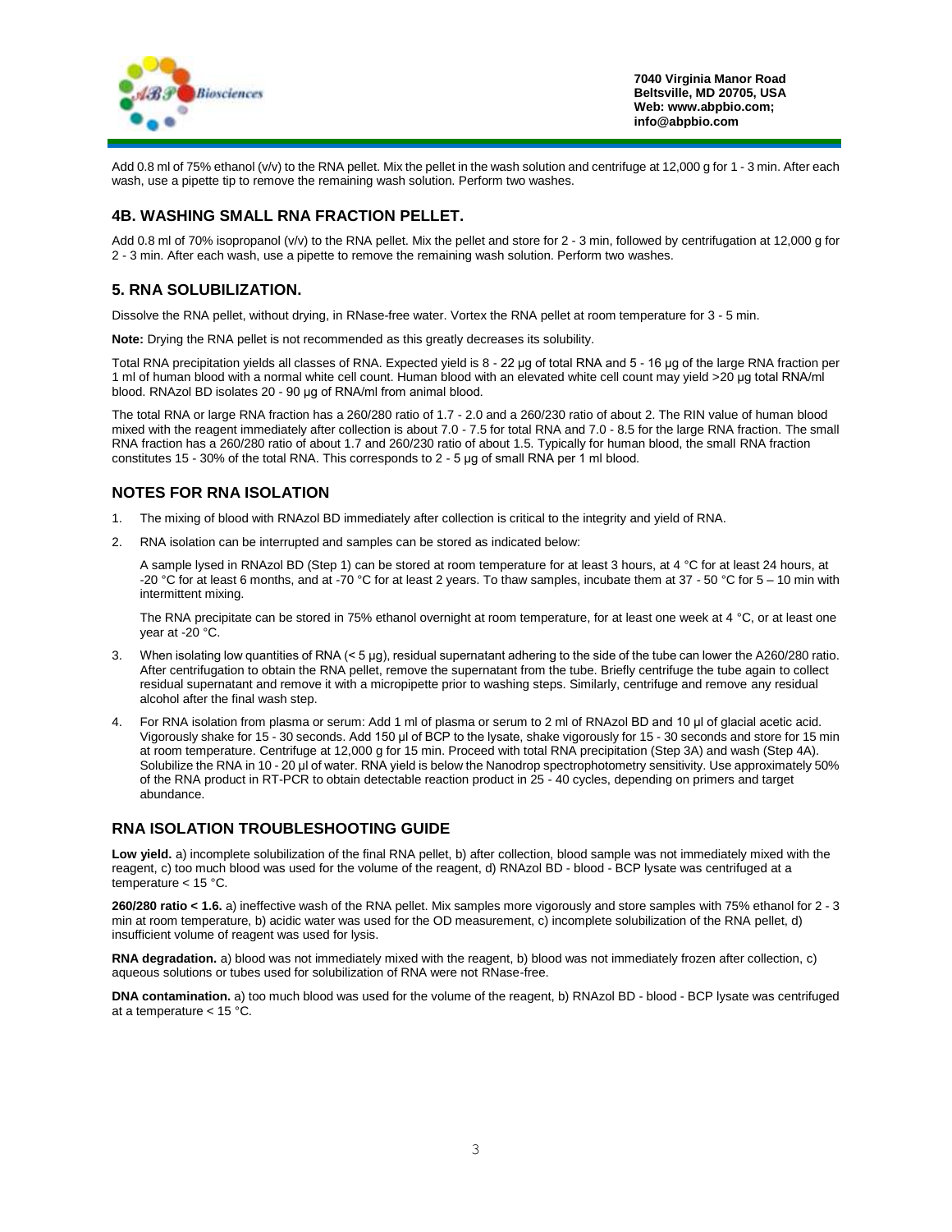Add 0.8 ml of 75% ethanol (v/v) to the RNA pellet. Mix the pellet in the wash solution and centrifuge at 12,000 g for 1 - 3 min. After each wash, use a pipette tip to remove the remaining wash solution. Perform two washes.

## 4B. WASHING SMALL RNA FRACTION PELLET.

Add 0.8 ml of 70% isopropanol (v/v) to the RNA pellet. Mix the pellet and store for 2 - 3 min, followed by centrifugation at 12,000 g for 2 - 3 min. After each wash, use a pipette to remove the remaining wash solution. Perform two washes.

## 5. RNA SOLUBILIZATION.

Dissolve the RNA pellet, without drying, in RNase-free water. Vortex the RNA pellet at room temperature for 3 - 5 min.

**Note:** Drying the RNA pellet is not recommended as this greatly decreases its solubility.

Total RNA precipitation yields all classes of RNA. Expected yield is 8 - 22 µg of total RNA and 5 - 16 µg of the large RNA fraction per 1 ml of human blood with a normal white cell count. Human blood with an elevated white cell count may yield >20 µg total RNA/ml blood. RNAzol BD isolates 20 - 90 µg of RNA/ml from animal blood.

The total RNA or large RNA fraction has a 260/280 ratio of 1.7 - 2.0 and a 260/230 ratio of about 2. The RIN value of human blood mixed with the reagent immediately after collection is about 7.0 - 7.5 for total RNA and 7.0 - 8.5 for the large RNA fraction. The small RNA fraction has a 260/280 ratio of about 1.7 and 260/230 ratio of about 1.5. Typically for human blood, the small RNA fraction constitutes 15 - 30% of the total RNA. This corresponds to 2 - 5 µg of small RNA per 1 ml blood.

## NOTES FOR RNA ISOLATION

1. The mixing of blood with RNAzol BD immediately after collection is critical to the integrity and yield of RNA.
2. RNA isolation can be interrupted and samples can be stored as indicated below:

   A sample lysed in RNAzol BD (Step 1) can be stored at room temperature for at least 3 hours, at 4 °C for at least 24 hours, at -20 °C for at least 6 months, and at -70 °C for at least 2 years. To thaw samples, incubate them at 37 - 50 °C for 5 – 10 min with intermittent mixing.

   The RNA precipitate can be stored in 75% ethanol overnight at room temperature, for at least one week at 4 °C, or at least one year at -20 °C.
3. When isolating low quantities of RNA (< 5 µg), residual supernatant adhering to the side of the tube can lower the A260/280 ratio. After centrifugation to obtain the RNA pellet, remove the supernatant from the tube. Briefly centrifuge the tube again to collect residual supernatant and remove it with a micropipette prior to washing steps. Similarly, centrifuge and remove any residual alcohol after the final wash step.
4. For RNA isolation from plasma or serum: Add 1 ml of plasma or serum to 2 ml of RNAzol BD and 10 µl of glacial acetic acid. Vigorously shake for 15 - 30 seconds. Add 150 µl of BCP to the lysate, shake vigorously for 15 - 30 seconds and store for 15 min at room temperature. Centrifuge at 12,000 g for 15 min. Proceed with total RNA precipitation (Step 3A) and wash (Step 4A). Solubilize the RNA in 10 - 20 µl of water. RNA yield is below the Nanodrop spectrophotometry sensitivity. Use approximately 50% of the RNA product in RT-PCR to obtain detectable reaction product in 25 - 40 cycles, depending on primers and target abundance.

## RNA ISOLATION TROUBLESHOOTING GUIDE

**Low yield.** a) incomplete solubilization of the final RNA pellet, b) after collection, blood sample was not immediately mixed with the reagent, c) too much blood was used for the volume of the reagent, d) RNAzol BD - blood - BCP lysate was centrifuged at a temperature < 15 °C.

**260/280 ratio < 1.6.** a) ineffective wash of the RNA pellet. Mix samples more vigorously and store samples with 75% ethanol for 2 - 3 min at room temperature, b) acidic water was used for the OD measurement, c) incomplete solubilization of the RNA pellet, d) insufficient volume of reagent was used for lysis.

**RNA degradation.** a) blood was not immediately mixed with the reagent, b) blood was not immediately frozen after collection, c) aqueous solutions or tubes used for solubilization of RNA were not RNase-free.

**DNA contamination.** a) too much blood was used for the volume of the reagent, b) RNAzol BD - blood - BCP lysate was centrifuged at a temperature < 15 °C.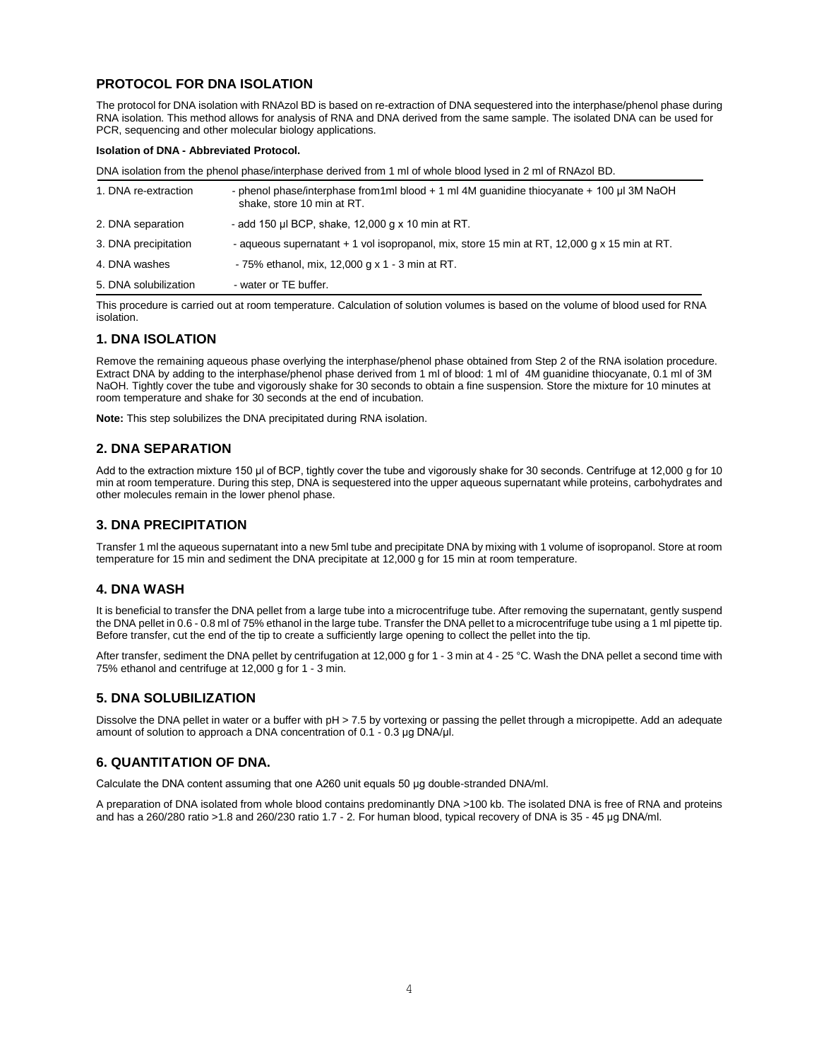## PROTOCOL FOR DNA ISOLATION

The protocol for DNA isolation with RNAzol BD is based on re-extraction of DNA sequestered into the interphase/phenol phase during RNA isolation. This method allows for analysis of RNA and DNA derived from the same sample. The isolated DNA can be used for PCR, sequencing and other molecular biology applications.

**Isolation of DNA - Abbreviated Protocol.**

DNA isolation from the phenol phase/interphase derived from 1 ml of whole blood lysed in 2 ml of RNAzol BD.

| | |
|---|---|
| 1. DNA re-extraction | - phenol phase/interphase from1ml blood + 1 ml 4M guanidine thiocyanate + 100 µl 3M NaOH shake, store 10 min at RT. |
| 2. DNA separation | - add 150 µl BCP, shake, 12,000 g x 10 min at RT. |
| 3. DNA precipitation | - aqueous supernatant + 1 vol isopropanol, mix, store 15 min at RT, 12,000 g x 15 min at RT. |
| 4. DNA washes | - 75% ethanol, mix, 12,000 g x 1 - 3 min at RT. |
| 5. DNA solubilization | - water or TE buffer. |

This procedure is carried out at room temperature. Calculation of solution volumes is based on the volume of blood used for RNA isolation.

## 1. DNA ISOLATION

Remove the remaining aqueous phase overlying the interphase/phenol phase obtained from Step 2 of the RNA isolation procedure. Extract DNA by adding to the interphase/phenol phase derived from 1 ml of blood: 1 ml of 4M guanidine thiocyanate, 0.1 ml of 3M NaOH. Tightly cover the tube and vigorously shake for 30 seconds to obtain a fine suspension. Store the mixture for 10 minutes at room temperature and shake for 30 seconds at the end of incubation.

**Note:** This step solubilizes the DNA precipitated during RNA isolation.

## 2. DNA SEPARATION

Add to the extraction mixture 150 µl of BCP, tightly cover the tube and vigorously shake for 30 seconds. Centrifuge at 12,000 g for 10 min at room temperature. During this step, DNA is sequestered into the upper aqueous supernatant while proteins, carbohydrates and other molecules remain in the lower phenol phase.

## 3. DNA PRECIPITATION

Transfer 1 ml the aqueous supernatant into a new 5ml tube and precipitate DNA by mixing with 1 volume of isopropanol. Store at room temperature for 15 min and sediment the DNA precipitate at 12,000 g for 15 min at room temperature.

## 4. DNA WASH

It is beneficial to transfer the DNA pellet from a large tube into a microcentrifuge tube. After removing the supernatant, gently suspend the DNA pellet in 0.6 - 0.8 ml of 75% ethanol in the large tube. Transfer the DNA pellet to a microcentrifuge tube using a 1 ml pipette tip. Before transfer, cut the end of the tip to create a sufficiently large opening to collect the pellet into the tip.

After transfer, sediment the DNA pellet by centrifugation at 12,000 g for 1 - 3 min at 4 - 25 °C. Wash the DNA pellet a second time with 75% ethanol and centrifuge at 12,000 g for 1 - 3 min.

## 5. DNA SOLUBILIZATION

Dissolve the DNA pellet in water or a buffer with pH > 7.5 by vortexing or passing the pellet through a micropipette. Add an adequate amount of solution to approach a DNA concentration of 0.1 - 0.3 µg DNA/µl.

## 6. QUANTITATION OF DNA.

Calculate the DNA content assuming that one A260 unit equals 50 µg double-stranded DNA/ml.

A preparation of DNA isolated from whole blood contains predominantly DNA >100 kb. The isolated DNA is free of RNA and proteins and has a 260/280 ratio >1.8 and 260/230 ratio 1.7 - 2. For human blood, typical recovery of DNA is 35 - 45 µg DNA/ml.